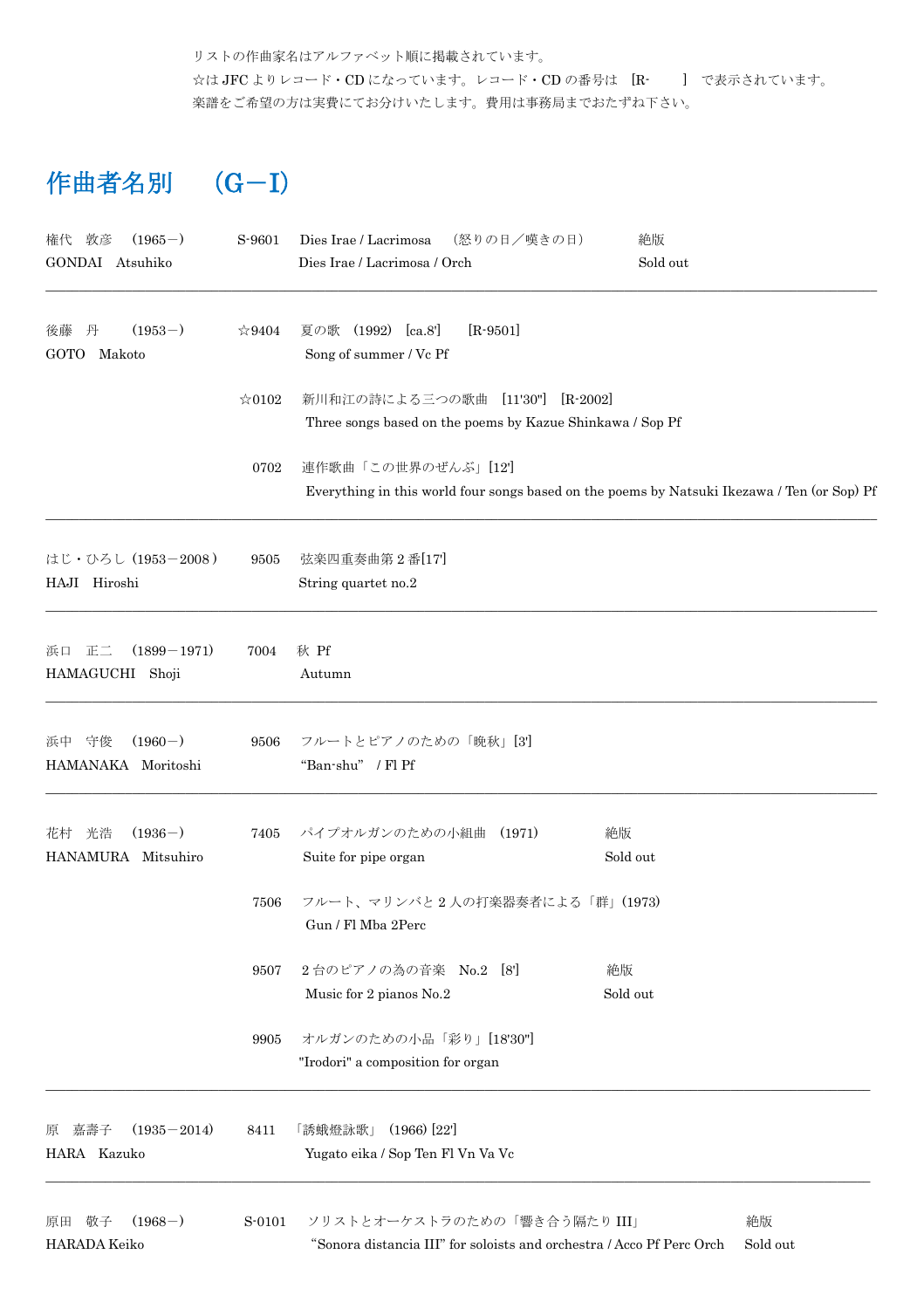リストの作曲家名はアルファベット順に掲載されています。
☆は JFC よりレコード・CD になっています。レコード・CD の番号は ［R-　　］ で表示されています。
楽譜をご希望の方は実費にてお分けいたします。費用は事務局までおたずね下さい。

# 作曲者名別　（G－I）

| 作曲者 | 番号 | 作品 | 備考 |
|---|---|---|---|
| 権代　敦彦　（1965－）<br>GONDAI　Atsuhiko | S-9601 | Dies Irae / Lacrimosa　（怒りの日／嘆きの日）<br>Dies Irae / Lacrimosa / Orch | 絶版<br>Sold out |
| 後藤　丹　（1953－）<br>GOTO　Makoto | ☆9404 | 夏の歌　(1992)　[ca.8']　[R-9501]<br>Song of summer / Vc Pf | |
| | ☆0102 | 新川和江の詩による三つの歌曲　[11'30"]　[R-2002]<br>Three songs based on the poems by Kazue Shinkawa / Sop Pf | |
| | 0702 | 連作歌曲「この世界のぜんぶ」[12']<br>Everything in this world four songs based on the poems by Natsuki Ikezawa / Ten (or Sop) Pf | |
| はじ・ひろし（1953－2008）<br>HAJI　Hiroshi | 9505 | 弦楽四重奏曲第 2 番[17']<br>String quartet no.2 | |
| 浜口　正二　（1899－1971）<br>HAMAGUCHI　Shoji | 7004 | 秋　Pf<br>Autumn | |
| 浜中　守俊　（1960－）<br>HAMANAKA　Moritoshi | 9506 | フルートとピアノのための「晩秋」[3']<br>"Ban-shu"　/ Fl Pf | |
| 花村　光浩　（1936－）<br>HANAMURA　Mitsuhiro | 7405 | パイプオルガンのための小組曲　(1971)<br>Suite for pipe organ | 絶版<br>Sold out |
| | 7506 | フルート、マリンバと 2 人の打楽器奏者による「群」(1973)<br>Gun / Fl Mba 2Perc | |
| | 9507 | 2 台のピアノの為の音楽　No.2　[8']<br>Music for 2 pianos No.2 | 絶版<br>Sold out |
| | 9905 | オルガンのための小品「彩り」[18'30"]<br>"Irodori" a composition for organ | |
| 原　嘉壽子　（1935－2014）<br>HARA　Kazuko | 8411 | 「誘蛾燈詠歌」(1966) [22']<br>Yugato eika / Sop Ten Fl Vn Va Vc | |
| 原田　敬子　（1968－）<br>HARADA Keiko | S-0101 | ソリストとオーケストラのための「響き合う隔たり III」<br>"Sonora distancia III" for soloists and orchestra / Acco Pf Perc Orch | 絶版<br>Sold out |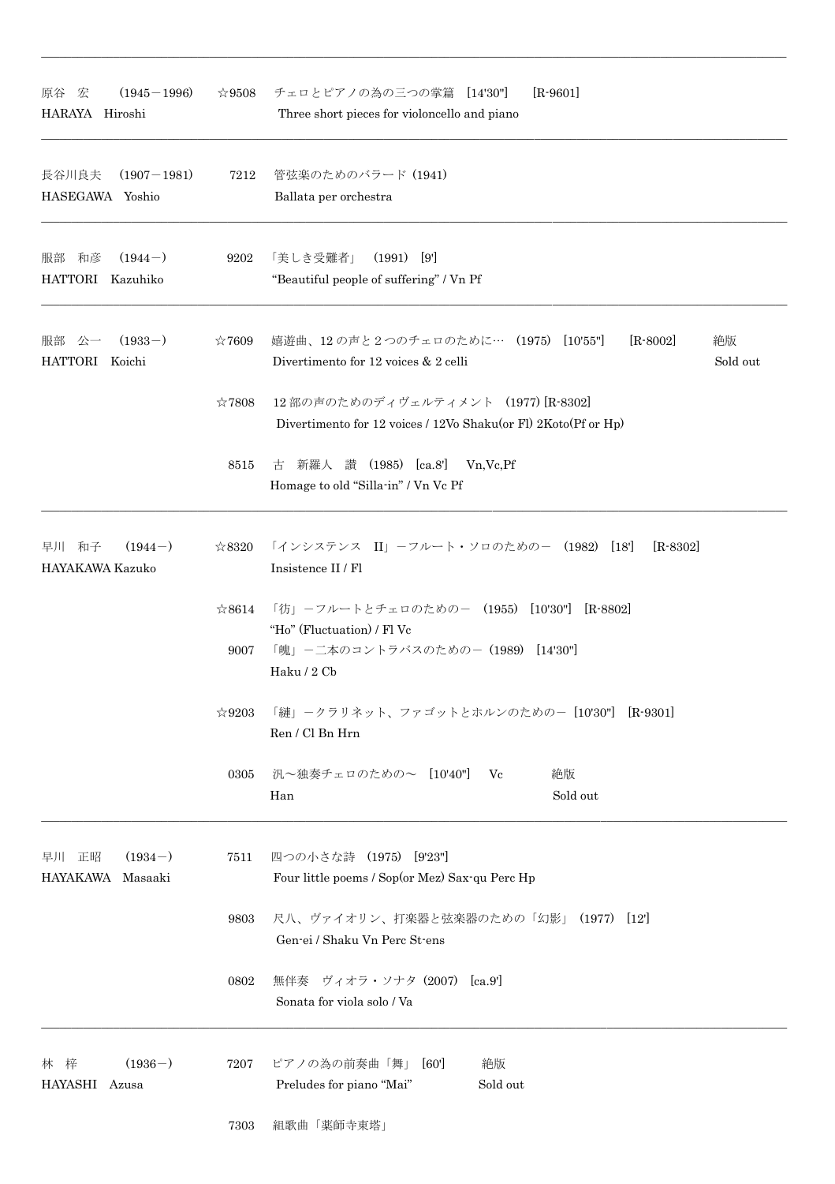---

原谷　宏　（1945－1996）　☆9508　チェロとピアノの為の三つの掌篇　[14'30"]　[R-9601]
HARAYA　Hiroshi　Three short pieces for violoncello and piano

---

長谷川良夫　（1907－1981）　7212　管弦楽のためのバラード（1941）
HASEGAWA　Yoshio　Ballata per orchestra

---

服部　和彦　（1944－）　9202　「美しき受難者」　(1991)　[9']
HATTORI　Kazuhiko　"Beautiful people of suffering" / Vn Pf

---

服部　公一　（1933－）　☆7609　嬉遊曲、12の声と２つのチェロのために…　(1975)　[10'55"]　[R-8002]　絶版
HATTORI　Koichi　Divertimento for 12 voices & 2 celli　Sold out

☆7808　12部の声のためのディヴェルティメント　(1977) [R-8302]
Divertimento for 12 voices / 12Vo Shaku(or Fl) 2Koto(Pf or Hp)

8515　古　新羅人　讃　(1985)　[ca.8']　Vn,Vc,Pf
Homage to old "Silla-in" / Vn Vc Pf

---

早川　和子　（1944－）　☆8320　「インシステンス　II」－フルート・ソロのための－　(1982)　[18']　[R-8302]
HAYAKAWA Kazuko　Insistence II / Fl

☆8614　「彷」－フルートとチェロのための－　(1955)　[10'30"]　[R-8802]
"Ho" (Fluctuation) / Fl Vc

9007　「魄」－二本のコントラバスのための－（1989)　[14'30"]
Haku / 2 Cb

☆9203　「縺」－クラリネット、ファゴットとホルンのための－ [10'30"]　[R-9301]
Ren / Cl Bn Hrn

0305　汎～独奏チェロのための～　[10'40"]　Vc　絶版
Han　Sold out

---

早川　正昭　（1934－）　7511　四つの小さな詩　(1975)　[9'23"]
HAYAKAWA　Masaaki　Four little poems / Sop(or Mez) Sax-qu Perc Hp

9803　尺八、ヴァイオリン、打楽器と弦楽器のための「幻影」(1977)　[12']
Gen-ei / Shaku Vn Perc St-ens

0802　無伴奏　ヴィオラ・ソナタ (2007)　[ca.9']
Sonata for viola solo / Va

---

林　梓　（1936－）　7207　ピアノの為の前奏曲「舞」　[60']　絶版
HAYASHI　Azusa　Preludes for piano "Mai"　Sold out

7303　組歌曲「薬師寺東塔」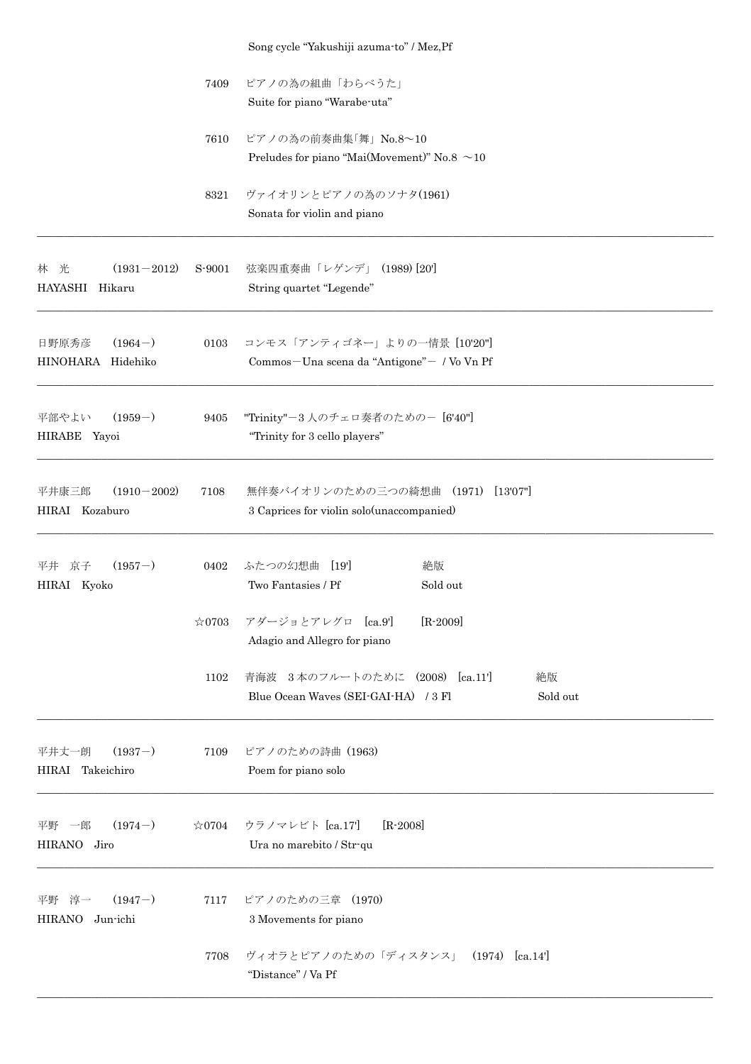| Composer | No. | Title | Notes |
|---|---|---|---|
| | | Song cycle “Yakushiji azuma-to” / Mez,Pf | |
| | 7409 | ピアノの為の組曲「わらべうた」<br>Suite for piano “Warabe-uta” | |
| | 7610 | ピアノの為の前奏曲集「舞」No.8～10<br>Preludes for piano “Mai(Movement)” No.8 ～10 | |
| | 8321 | ヴァイオリンとピアノの為のソナタ(1961)<br>Sonata for violin and piano | |
| 林　光　(1931－2012)<br>HAYASHI　Hikaru | S-9001 | 弦楽四重奏曲「レゲンデ」 (1989) [20']<br>String quartet “Legende” | |
| 日野原秀彦　(1964－)<br>HINOHARA　Hidehiko | 0103 | コンモス「アンティゴネー」よりの一情景 [10'20"]<br>Commos－Una scena da “Antigone”－ / Vo Vn Pf | |
| 平部やよい　(1959－)<br>HIRABE　Yayoi | 9405 | "Trinity"－3 人のチェロ奏者のための－ [6'40"]<br>“Trinity for 3 cello players” | |
| 平井康三郎　(1910－2002)<br>HIRAI　Kozaburo | 7108 | 無伴奏バイオリンのための三つの綺想曲 (1971) [13'07"]<br>3 Caprices for violin solo(unaccompanied) | |
| 平井　京子　(1957－)<br>HIRAI　Kyoko | 0402 | ふたつの幻想曲　[19']<br>Two Fantasies / Pf | 絶版<br>Sold out |
| | ☆0703 | アダージョとアレグロ　[ca.9']<br>Adagio and Allegro for piano | [R-2009] |
| | 1102 | 青海波　3 本のフルートのために (2008) [ca.11']<br>Blue Ocean Waves (SEI-GAI-HA) / 3 Fl | 絶版<br>Sold out |
| 平井丈一朗　(1937－)<br>HIRAI　Takeichiro | 7109 | ピアノのための詩曲 (1963)<br>Poem for piano solo | |
| 平野　一郎　(1974－)<br>HIRANO　Jiro | ☆0704 | ウラノマレビト [ca.17']<br>Ura no marebito / Str-qu | [R-2008] |
| 平野　淳一　(1947－)<br>HIRANO　Jun-ichi | 7117 | ピアノのための三章 (1970)<br>3 Movements for piano | |
| | 7708 | ヴィオラとピアノのための「ディスタンス」 (1974) [ca.14']<br>“Distance” / Va Pf | |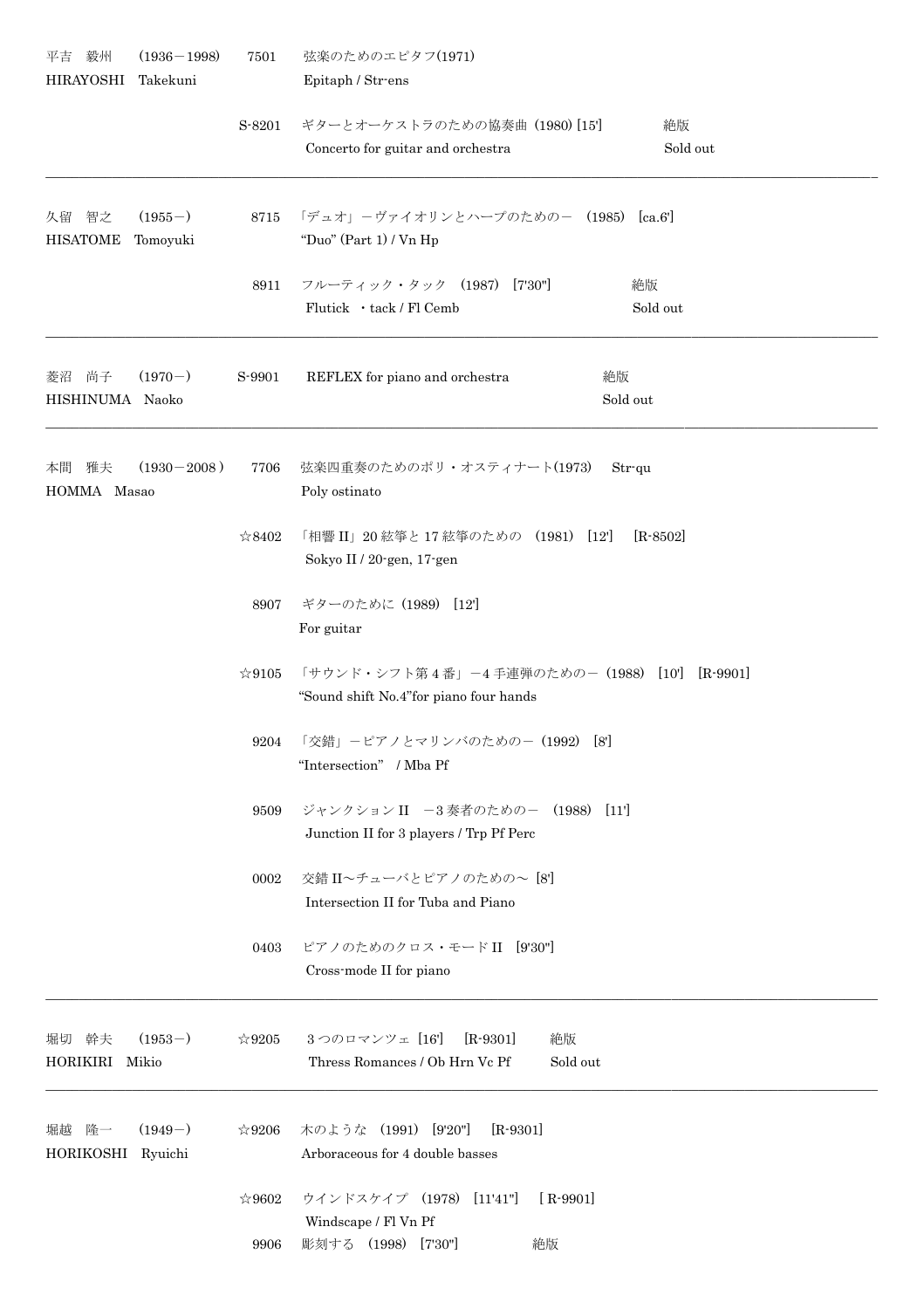| 作曲者 | 番号 | 作品 | 備考 |
|---|---|---|---|
| 平吉　毅州　(1936－1998)<br>HIRAYOSHI　Takekuni | 7501 | 弦楽のためのエピタフ(1971)<br>Epitaph / Str-ens | |
| | S-8201 | ギターとオーケストラのための協奏曲 (1980) [15']<br>Concerto for guitar and orchestra | 絶版<br>Sold out |
| 久留　智之　(1955－)<br>HISATOME　Tomoyuki | 8715 | 「デュオ」－ヴァイオリンとハープのための－ (1985) [ca.6']<br>"Duo" (Part 1) / Vn Hp | |
| | 8911 | フルーティック・タック (1987) [7'30"]<br>Flutick ・tack / Fl Cemb | 絶版<br>Sold out |
| 菱沼　尚子　(1970－)<br>HISHINUMA　Naoko | S-9901 | REFLEX for piano and orchestra | 絶版<br>Sold out |
| 本間　雅夫　(1930－2008)<br>HOMMA　Masao | 7706 | 弦楽四重奏のためのポリ・オスティナート(1973)　Str-qu<br>Poly ostinato | |
| | ☆8402 | 「相響 II」20 絃箏と 17 絃箏のための (1981) [12'] [R-8502]<br>Sokyo II / 20-gen, 17-gen | |
| | 8907 | ギターのために (1989) [12']<br>For guitar | |
| | ☆9105 | 「サウンド・シフト第 4 番」－4 手連弾のための－ (1988) [10'] [R-9901]<br>"Sound shift No.4"for piano four hands | |
| | 9204 | 「交錯」－ピアノとマリンバのための－ (1992) [8']<br>"Intersection" / Mba Pf | |
| | 9509 | ジャンクション II －3 奏者のための－ (1988) [11']<br>Junction II for 3 players / Trp Pf Perc | |
| | 0002 | 交錯 II～チューバとピアノのための～ [8']<br>Intersection II for Tuba and Piano | |
| | 0403 | ピアノのためのクロス・モード II [9'30"]<br>Cross-mode II for piano | |
| 堀切　幹夫　(1953－)<br>HORIKIRI　Mikio | ☆9205 | 3 つのロマンツェ [16'] [R-9301]<br>Thress Romances / Ob Hrn Vc Pf | 絶版<br>Sold out |
| 堀越　隆一　(1949－)<br>HORIKOSHI　Ryuichi | ☆9206 | 木のような (1991) [9'20"] [R-9301]<br>Arboraceous for 4 double basses | |
| | ☆9602 | ウインドスケイプ (1978) [11'41"] [ R-9901]<br>Windscape / Fl Vn Pf | |
| | 9906 | 彫刻する (1998) [7'30"] | 絶版 |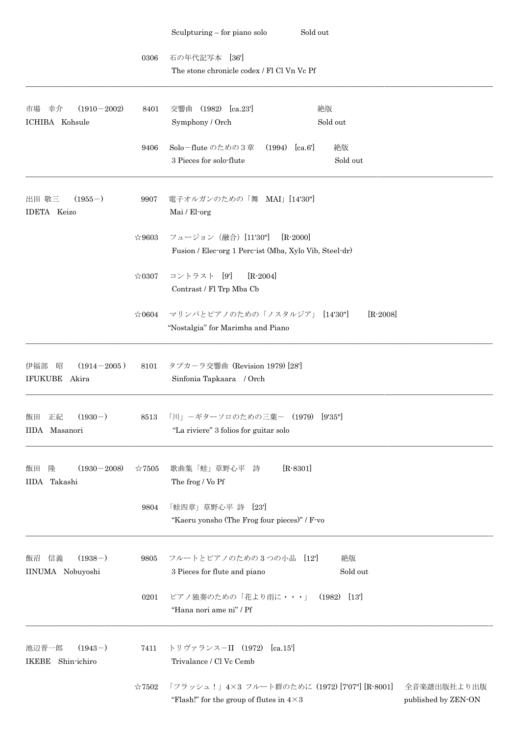| Composer | No. | Title | Note |
| --- | --- | --- | --- |
| | | Sculpturing – for piano solo | Sold out |
| | 0306 | 石の年代記写本 [36']<br>The stone chronicle codex / Fl Cl Vn Vc Pf | |
| 市場 幸介 (1910－2002)<br>ICHIBA Kohsule | 8401 | 交響曲 (1982) [ca.23']<br>Symphony / Orch | 絶版<br>Sold out |
| | 9406 | Solo－flute のための３章 (1994) [ca.6']<br>3 Pieces for solo-flute | 絶版<br>Sold out |
| 出田 敬三 (1955－)<br>IDETA Keizo | 9907 | 電子オルガンのための「舞 MAI」[14'30"]<br>Mai / El-org | |
| | ☆9603 | フュージョン（融合）[11'30"] [R-2000]<br>Fusion / Elec-org 1 Perc-ist (Mba, Xylo Vib, Steel-dr) | |
| | ☆0307 | コントラスト [9'] [R-2004]<br>Contrast / Fl Trp Mba Cb | |
| | ☆0604 | マリンバとピアノのための「ノスタルジア」 [14'30"] [R-2008]<br>"Nostalgia" for Marimba and Piano | |
| 伊福部 昭 (1914－2005）<br>IFUKUBE Akira | 8101 | タプカーラ交響曲 (Revision 1979) [28']<br>Sinfonia Tapkaara / Orch | |
| 飯田 正紀 (1930－)<br>IIDA Masanori | 8513 | 「川」－ギターソロのための三葉－ (1979) [9'35"]<br>"La riviere" 3 folios for guitar solo | |
| 飯田 隆 (1930－2008)<br>IIDA Takashi | ☆7505 | 歌曲集「蛙」草野心平 詩 [R-8301]<br>The frog / Vo Pf | |
| | 9804 | 「蛙四章」草野心平 詩 [23']<br>"Kaeru yonsho (The Frog four pieces)" / F-vo | |
| 飯沼 信義 (1938－)<br>IINUMA Nobuyoshi | 9805 | フルートとピアノのための３つの小品 [12']<br>3 Pieces for flute and piano | 絶版<br>Sold out |
| | 0201 | ピアノ独奏のための「花より雨に・・・」 (1982) [13']<br>"Hana nori ame ni" / Pf | |
| 池辺晋一郎 (1943－)<br>IKEBE Shin-ichiro | 7411 | トリヴァランス－II (1972) [ca.15']<br>Trivalance / Cl Vc Cemb | |
| | ☆7502 | 「フラッシュ！」4×3 フルート群のために (1972) [7'07"] [R-8001]<br>"Flash!" for the group of flutes in 4×3 | 全音楽譜出版社より出版<br>published by ZEN-ON |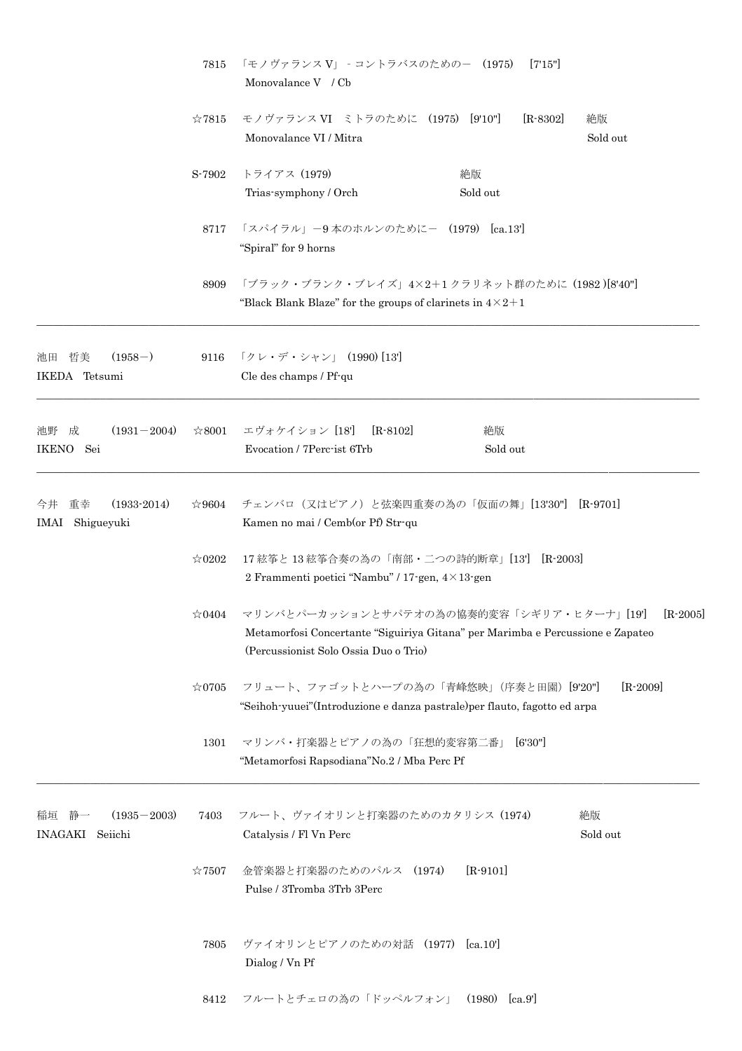| | | |
|---|---|---|
| | 7815 | 「モノヴァランスV」 - コントラバスのための－ (1975) [7'15"]<br>Monovalance V / Cb |
| | ☆7815 | モノヴァランスVI ミトラのために (1975) [9'10"] [R-8302] 絶版<br>Monovalance VI / Mitra Sold out |
| | S-7902 | トライアス (1979) 絶版<br>Trias-symphony / Orch Sold out |
| | 8717 | 「スパイラル」－9本のホルンのために－ (1979) [ca.13']<br>"Spiral" for 9 horns |
| | 8909 | 「ブラック・ブランク・ブレイズ」4×2＋1クラリネット群のために (1982)[8'40"]<br>"Black Blank Blaze" for the groups of clarinets in 4×2＋1 |
| 池田 哲美 (1958－)<br>IKEDA Tetsumi | 9116 | 「クレ・デ・シャン」 (1990) [13']<br>Cle des champs / Pf-qu |
| 池野 成 (1931－2004)<br>IKENO Sei | ☆8001 | エヴォケイション [18'] [R-8102] 絶版<br>Evocation / 7Perc-ist 6Trb Sold out |
| 今井 重幸 (1933-2014)<br>IMAI Shigueyuki | ☆9604 | チェンバロ（又はピアノ）と弦楽四重奏の為の「仮面の舞」[13'30"] [R-9701]<br>Kamen no mai / Cemb(or Pf) Str-qu |
| | ☆0202 | 17絃筝と13絃筝合奏の為の「南部・二つの詩的断章」[13'] [R-2003]<br>2 Frammenti poetici "Nambu" / 17-gen, 4×13-gen |
| | ☆0404 | マリンバとパーカッションとサパテオの為の協奏的変容「シギリア・ヒターナ」[19'] [R-2005]<br>Metamorfosi Concertante "Siguiriya Gitana" per Marimba e Percussione e Zapateo (Percussionist Solo Ossia Duo o Trio) |
| | ☆0705 | フリュート、ファゴットとハープの為の「青峰悠映」(序奏と田園) [9'20"] [R-2009]<br>"Seihoh-yuuei"(Introduzione e danza pastrale)per flauto, fagotto ed arpa |
| | 1301 | マリンバ・打楽器とピアノの為の「狂想的変容第二番」 [6'30"]<br>"Metamorfosi Rapsodiana"No.2 / Mba Perc Pf |
| 稲垣 静一 (1935－2003)<br>INAGAKI Seiichi | 7403 | フルート、ヴァイオリンと打楽器のためのカタリシス (1974) 絶版<br>Catalysis / Fl Vn Perc Sold out |
| | ☆7507 | 金管楽器と打楽器のためのパルス (1974) [R-9101]<br>Pulse / 3Tromba 3Trb 3Perc |
| | 7805 | ヴァイオリンとピアノのための対話 (1977) [ca.10']<br>Dialog / Vn Pf |
| | 8412 | フルートとチェロの為の「ドッペルフォン」 (1980) [ca.9'] |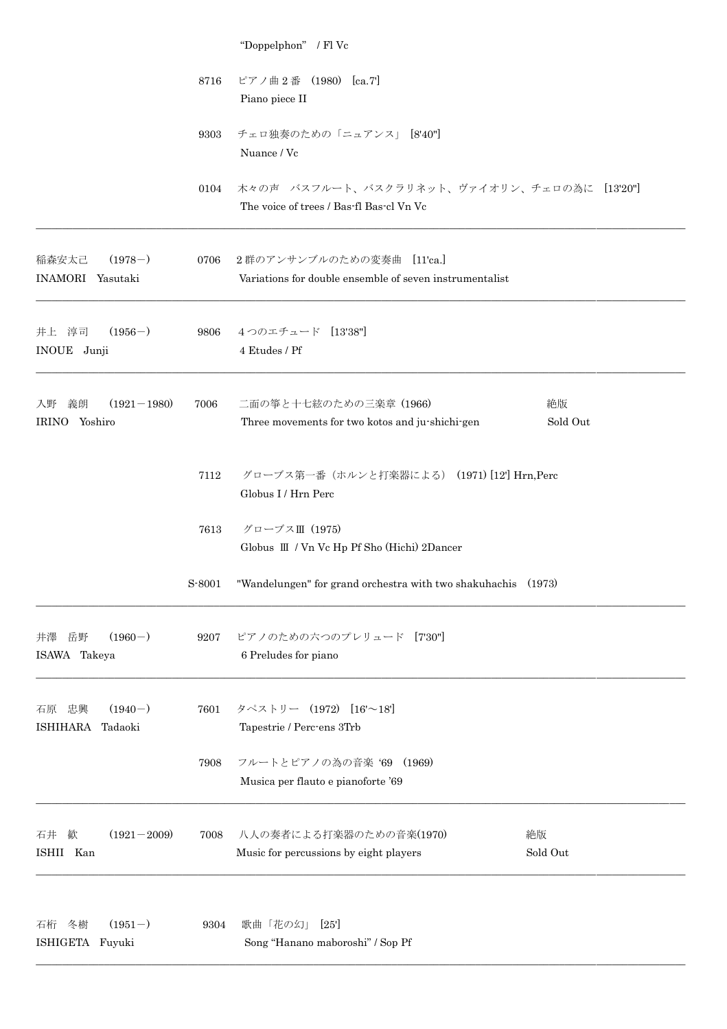| Composer | No. | Title | Note |
|---|---|---|---|
| | | "Doppelphon" / Fl Vc | |
| | 8716 | ピアノ曲２番 (1980) [ca.7']<br>Piano piece II | |
| | 9303 | チェロ独奏のための「ニュアンス」 [8'40"]<br>Nuance / Vc | |
| | 0104 | 木々の声　バスフルート、バスクラリネット、ヴァイオリン、チェロの為に [13'20"]<br>The voice of trees / Bas-fl Bas-cl Vn Vc | |
| 稲森安太己 (1978－)<br>INAMORI Yasutaki | 0706 | 2群のアンサンブルのための変奏曲 [11'ca.]<br>Variations for double ensemble of seven instrumentalist | |
| 井上　淳司 (1956－)<br>INOUE Junji | 9806 | 4つのエチュード [13'38"]<br>4 Etudes / Pf | |
| 入野　義朗 (1921－1980)<br>IRINO Yoshiro | 7006 | 二面の筝と十七絃のための三楽章 (1966)<br>Three movements for two kotos and ju-shichi-gen | 絶版<br>Sold Out |
| | 7112 | グローブス第一番（ホルンと打楽器による） (1971) [12'] Hrn,Perc<br>Globus I / Hrn Perc | |
| | 7613 | グローブスⅢ (1975)<br>Globus Ⅲ / Vn Vc Hp Pf Sho (Hichi) 2Dancer | |
| | S-8001 | "Wandelungen" for grand orchestra with two shakuhachis (1973) | |
| 井澤　岳野 (1960－)<br>ISAWA Takeya | 9207 | ピアノのための六つのプレリュード [7'30"]<br>6 Preludes for piano | |
| 石原　忠興 (1940－)<br>ISHIHARA Tadaoki | 7601 | タペストリー (1972) [16'～18']<br>Tapestrie / Perc-ens 3Trb | |
| | 7908 | フルートとピアノの為の音楽 '69 (1969)<br>Musica per flauto e pianoforte '69 | |
| 石井　歓 (1921－2009)<br>ISHII Kan | 7008 | 八人の奏者による打楽器のための音楽(1970)<br>Music for percussions by eight players | 絶版<br>Sold Out |
| 石桁　冬樹 (1951－)<br>ISHIGETA Fuyuki | 9304 | 歌曲「花の幻」 [25']<br>Song "Hanano maboroshi" / Sop Pf | |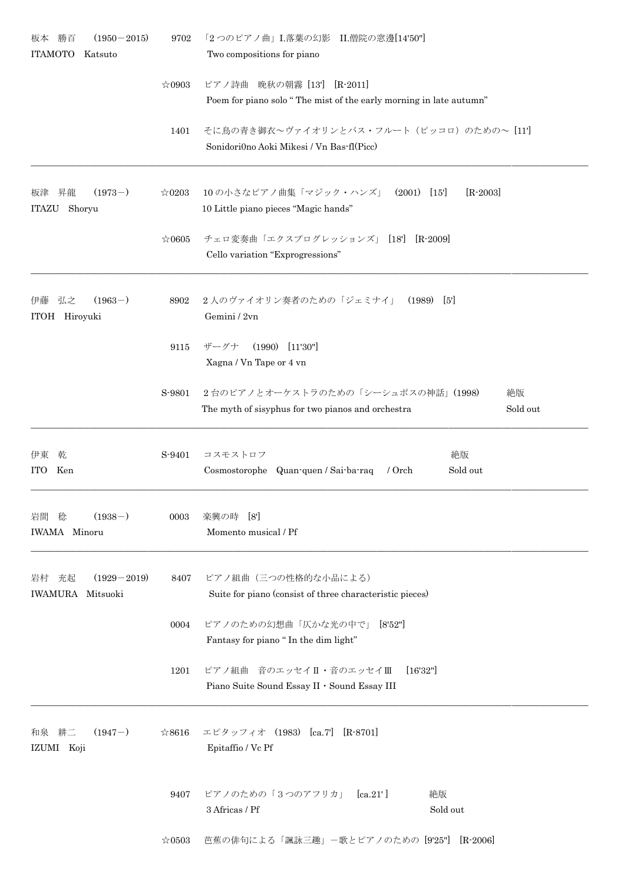板本　勝百　（1950－2015）
ITAMOTO　Katsuto

9702　「２つのピアノ曲」I.落葉の幻影　II.僧院の窓邊[14'50"]
Two compositions for piano

☆0903　ピアノ詩曲　晩秋の朝霧 [13'] [R-2011]
Poem for piano solo " The mist of the early morning in late autumn"

1401　そに鳥の青き御衣～ヴァイオリンとバス・フルート（ピッコロ）のための～ [11']
Sonidori0no Aoki Mikesi / Vn Bas-fl(Picc)

---

板津　昇龍　（1973－）
ITAZU　Shoryu

☆0203　10 の小さなピアノ曲集「マジック・ハンズ」 (2001) [15'] [R-2003]
10 Little piano pieces "Magic hands"

☆0605　チェロ変奏曲「エクスプログレッションズ」 [18'] [R-2009]
Cello variation "Exprogressions"

---

伊藤　弘之　（1963－）
ITOH　Hiroyuki

8902　2 人のヴァイオリン奏者のための「ジェミナイ」 (1989) [5']
Gemini / 2vn

9115　ザーグナ　(1990) [11'30"]
Xagna / Vn Tape or 4 vn

S-9801　2 台のピアノとオーケストラのための「シーシュポスの神話」(1998)　絶版
The myth of sisyphus for two pianos and orchestra　Sold out

---

伊東　乾
ITO　Ken

S-9401　コスモストロフ　絶版
Cosmostorophe　Quan-quen / Sai-ba-raq　/ Orch　Sold out

---

岩間　稔　（1938－）
IWAMA　Minoru

0003　楽興の時　[8']
Momento musical / Pf

---

岩村　充起　（1929－2019）
IWAMURA　Mitsuoki

8407　ピアノ組曲（三つの性格的な小品による）
Suite for piano (consist of three characteristic pieces)

0004　ピアノのための幻想曲「仄かな光の中で」 [8'52"]
Fantasy for piano " In the dim light"

1201　ピアノ組曲　音のエッセイⅡ・音のエッセイⅢ　[16'32"]
Piano Suite Sound Essay II・Sound Essay III

---

和泉　耕二　（1947－）
IZUMI　Koji

☆8616　エピタッフィオ (1983) [ca.7'] [R-8701]
Epitaffio / Vc Pf

9407　ピアノのための「３つのアフリカ」 [ca.21' ]　絶版
3 Africas / Pf　Sold out

☆0503　芭蕉の俳句による「諷詠三趣」－歌とピアノのための [9'25"] [R-2006]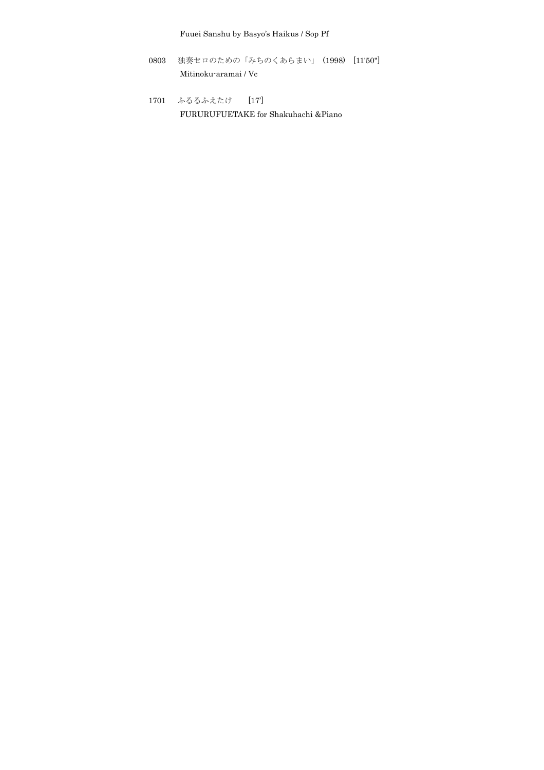Fuuei Sanshu by Basyo's Haikus / Sop Pf

0803　独奏セロのための「みちのくあらまい」（1998）［11'50"］
Mitinoku-aramai / Vc

1701　ふるるふえたけ　［17'］
FURURUFUETAKE for Shakuhachi &Piano